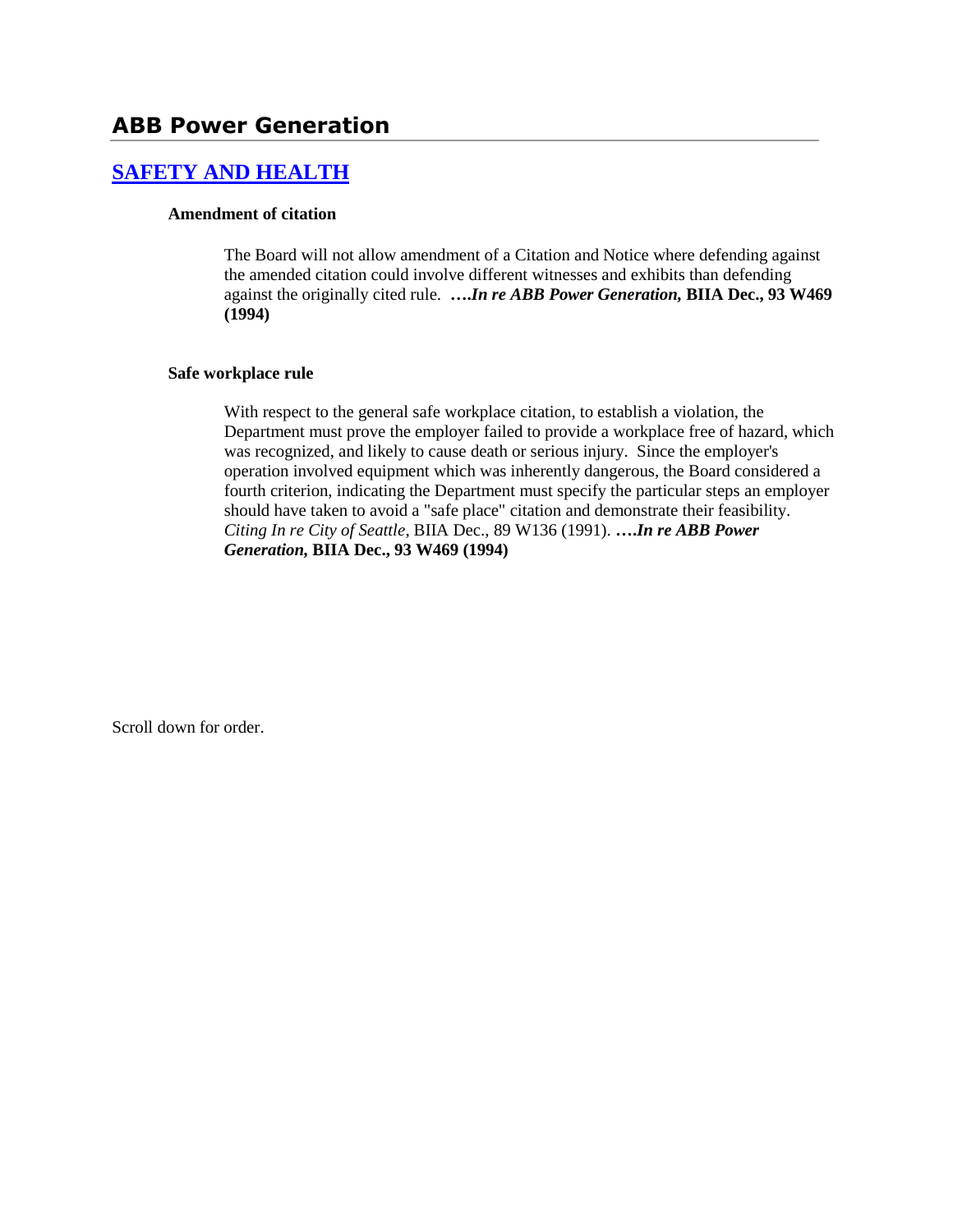# ABB Power Generation

## [SAFETY AND HEALTH]

### Amendment of citation

The Board will not allow amendment of a Citation and Notice where defending against the amended citation could involve different witnesses and exhibits than defending against the originally cited rule. **….*In re ABB Power Generation,* BIIA Dec., 93 W469 (1994)**

### Safe workplace rule

With respect to the general safe workplace citation, to establish a violation, the Department must prove the employer failed to provide a workplace free of hazard, which was recognized, and likely to cause death or serious injury. Since the employer's operation involved equipment which was inherently dangerous, the Board considered a fourth criterion, indicating the Department must specify the particular steps an employer should have taken to avoid a "safe place" citation and demonstrate their feasibility. *Citing In re City of Seattle*, BIIA Dec., 89 W136 (1991). **….*In re ABB Power Generation,* BIIA Dec., 93 W469 (1994)**

Scroll down for order.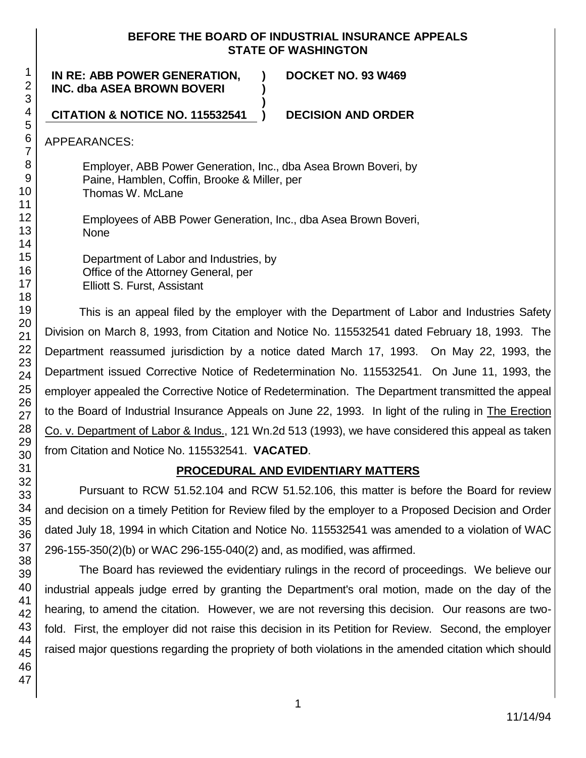**BEFORE THE BOARD OF INDUSTRIAL INSURANCE APPEALS**
**STATE OF WASHINGTON**

| | | |
|---|---|---|
| **IN RE: ABB POWER GENERATION, INC. dba ASEA BROWN BOVERI** | **)** | **DOCKET NO. 93 W469** |
| **CITATION & NOTICE NO. 115532541** | **)** | **DECISION AND ORDER** |

APPEARANCES:

Employer, ABB Power Generation, Inc., dba Asea Brown Boveri, by
Paine, Hamblen, Coffin, Brooke & Miller, per
Thomas W. McLane

Employees of ABB Power Generation, Inc., dba Asea Brown Boveri,
None

Department of Labor and Industries, by
Office of the Attorney General, per
Elliott S. Furst, Assistant

This is an appeal filed by the employer with the Department of Labor and Industries Safety Division on March 8, 1993, from Citation and Notice No. 115532541 dated February 18, 1993. The Department reassumed jurisdiction by a notice dated March 17, 1993. On May 22, 1993, the Department issued Corrective Notice of Redetermination No. 115532541. On June 11, 1993, the employer appealed the Corrective Notice of Redetermination. The Department transmitted the appeal to the Board of Industrial Insurance Appeals on June 22, 1993. In light of the ruling in The Erection Co. v. Department of Labor & Indus., 121 Wn.2d 513 (1993), we have considered this appeal as taken from Citation and Notice No. 115532541. **VACATED**.

## PROCEDURAL AND EVIDENTIARY MATTERS

Pursuant to RCW 51.52.104 and RCW 51.52.106, this matter is before the Board for review and decision on a timely Petition for Review filed by the employer to a Proposed Decision and Order dated July 18, 1994 in which Citation and Notice No. 115532541 was amended to a violation of WAC 296-155-350(2)(b) or WAC 296-155-040(2) and, as modified, was affirmed.

The Board has reviewed the evidentiary rulings in the record of proceedings. We believe our industrial appeals judge erred by granting the Department's oral motion, made on the day of the hearing, to amend the citation. However, we are not reversing this decision. Our reasons are two-fold. First, the employer did not raise this decision in its Petition for Review. Second, the employer raised major questions regarding the propriety of both violations in the amended citation which should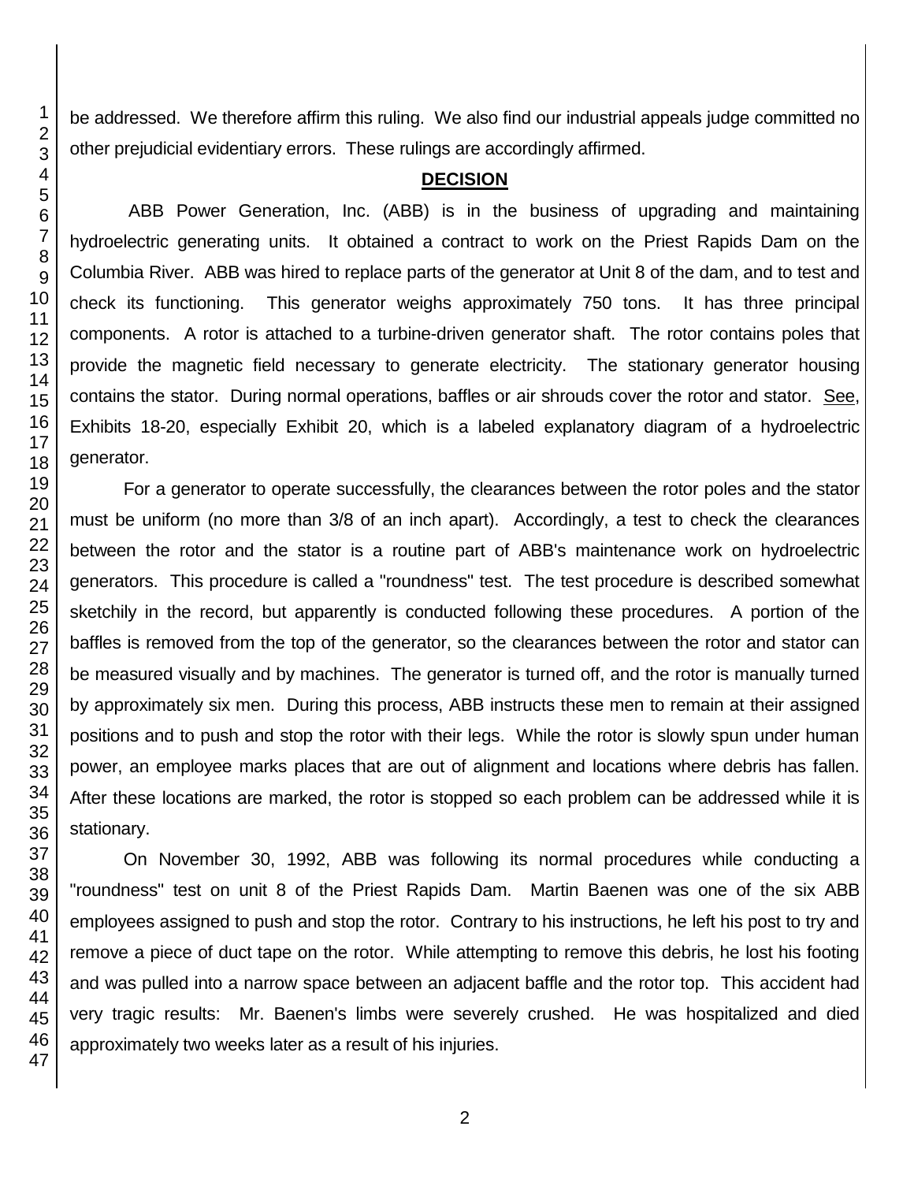be addressed. We therefore affirm this ruling. We also find our industrial appeals judge committed no other prejudicial evidentiary errors. These rulings are accordingly affirmed.

## DECISION

ABB Power Generation, Inc. (ABB) is in the business of upgrading and maintaining hydroelectric generating units. It obtained a contract to work on the Priest Rapids Dam on the Columbia River. ABB was hired to replace parts of the generator at Unit 8 of the dam, and to test and check its functioning. This generator weighs approximately 750 tons. It has three principal components. A rotor is attached to a turbine-driven generator shaft. The rotor contains poles that provide the magnetic field necessary to generate electricity. The stationary generator housing contains the stator. During normal operations, baffles or air shrouds cover the rotor and stator. See, Exhibits 18-20, especially Exhibit 20, which is a labeled explanatory diagram of a hydroelectric generator.

For a generator to operate successfully, the clearances between the rotor poles and the stator must be uniform (no more than 3/8 of an inch apart). Accordingly, a test to check the clearances between the rotor and the stator is a routine part of ABB's maintenance work on hydroelectric generators. This procedure is called a "roundness" test. The test procedure is described somewhat sketchily in the record, but apparently is conducted following these procedures. A portion of the baffles is removed from the top of the generator, so the clearances between the rotor and stator can be measured visually and by machines. The generator is turned off, and the rotor is manually turned by approximately six men. During this process, ABB instructs these men to remain at their assigned positions and to push and stop the rotor with their legs. While the rotor is slowly spun under human power, an employee marks places that are out of alignment and locations where debris has fallen. After these locations are marked, the rotor is stopped so each problem can be addressed while it is stationary.

On November 30, 1992, ABB was following its normal procedures while conducting a "roundness" test on unit 8 of the Priest Rapids Dam. Martin Baenen was one of the six ABB employees assigned to push and stop the rotor. Contrary to his instructions, he left his post to try and remove a piece of duct tape on the rotor. While attempting to remove this debris, he lost his footing and was pulled into a narrow space between an adjacent baffle and the rotor top. This accident had very tragic results: Mr. Baenen's limbs were severely crushed. He was hospitalized and died approximately two weeks later as a result of his injuries.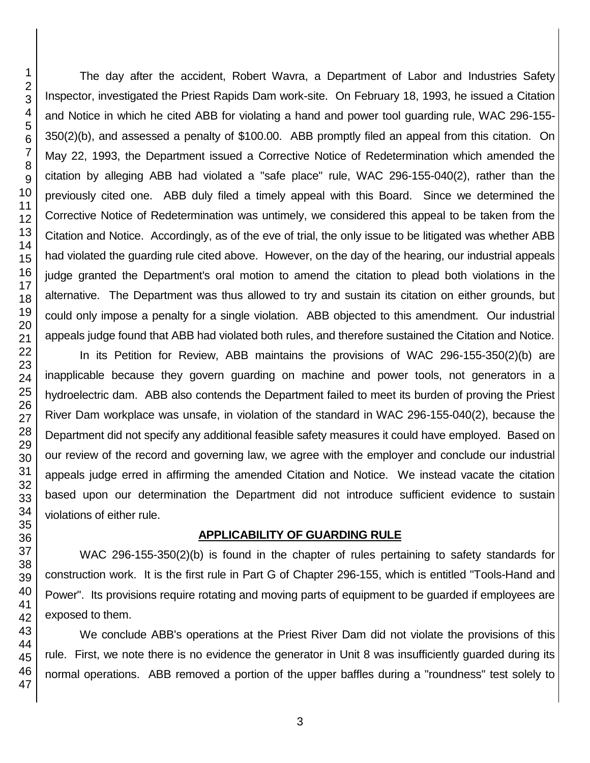The day after the accident, Robert Wavra, a Department of Labor and Industries Safety Inspector, investigated the Priest Rapids Dam work-site. On February 18, 1993, he issued a Citation and Notice in which he cited ABB for violating a hand and power tool guarding rule, WAC 296-155-350(2)(b), and assessed a penalty of $100.00. ABB promptly filed an appeal from this citation. On May 22, 1993, the Department issued a Corrective Notice of Redetermination which amended the citation by alleging ABB had violated a "safe place" rule, WAC 296-155-040(2), rather than the previously cited one. ABB duly filed a timely appeal with this Board. Since we determined the Corrective Notice of Redetermination was untimely, we considered this appeal to be taken from the Citation and Notice. Accordingly, as of the eve of trial, the only issue to be litigated was whether ABB had violated the guarding rule cited above. However, on the day of the hearing, our industrial appeals judge granted the Department's oral motion to amend the citation to plead both violations in the alternative. The Department was thus allowed to try and sustain its citation on either grounds, but could only impose a penalty for a single violation. ABB objected to this amendment. Our industrial appeals judge found that ABB had violated both rules, and therefore sustained the Citation and Notice.

In its Petition for Review, ABB maintains the provisions of WAC 296-155-350(2)(b) are inapplicable because they govern guarding on machine and power tools, not generators in a hydroelectric dam. ABB also contends the Department failed to meet its burden of proving the Priest River Dam workplace was unsafe, in violation of the standard in WAC 296-155-040(2), because the Department did not specify any additional feasible safety measures it could have employed. Based on our review of the record and governing law, we agree with the employer and conclude our industrial appeals judge erred in affirming the amended Citation and Notice. We instead vacate the citation based upon our determination the Department did not introduce sufficient evidence to sustain violations of either rule.

## APPLICABILITY OF GUARDING RULE

WAC 296-155-350(2)(b) is found in the chapter of rules pertaining to safety standards for construction work. It is the first rule in Part G of Chapter 296-155, which is entitled "Tools-Hand and Power". Its provisions require rotating and moving parts of equipment to be guarded if employees are exposed to them.

We conclude ABB's operations at the Priest River Dam did not violate the provisions of this rule. First, we note there is no evidence the generator in Unit 8 was insufficiently guarded during its normal operations. ABB removed a portion of the upper baffles during a "roundness" test solely to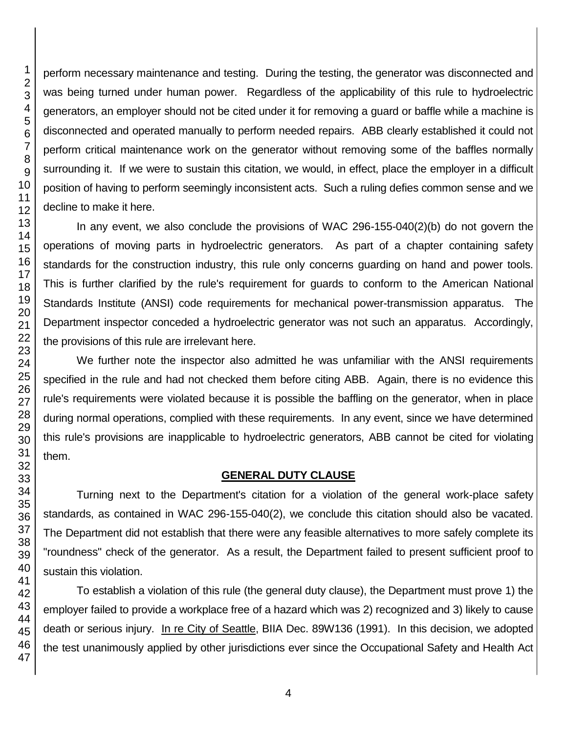perform necessary maintenance and testing. During the testing, the generator was disconnected and was being turned under human power. Regardless of the applicability of this rule to hydroelectric generators, an employer should not be cited under it for removing a guard or baffle while a machine is disconnected and operated manually to perform needed repairs. ABB clearly established it could not perform critical maintenance work on the generator without removing some of the baffles normally surrounding it. If we were to sustain this citation, we would, in effect, place the employer in a difficult position of having to perform seemingly inconsistent acts. Such a ruling defies common sense and we decline to make it here.

In any event, we also conclude the provisions of WAC 296-155-040(2)(b) do not govern the operations of moving parts in hydroelectric generators. As part of a chapter containing safety standards for the construction industry, this rule only concerns guarding on hand and power tools. This is further clarified by the rule's requirement for guards to conform to the American National Standards Institute (ANSI) code requirements for mechanical power-transmission apparatus. The Department inspector conceded a hydroelectric generator was not such an apparatus. Accordingly, the provisions of this rule are irrelevant here.

We further note the inspector also admitted he was unfamiliar with the ANSI requirements specified in the rule and had not checked them before citing ABB. Again, there is no evidence this rule's requirements were violated because it is possible the baffling on the generator, when in place during normal operations, complied with these requirements. In any event, since we have determined this rule's provisions are inapplicable to hydroelectric generators, ABB cannot be cited for violating them.

## GENERAL DUTY CLAUSE

Turning next to the Department's citation for a violation of the general work-place safety standards, as contained in WAC 296-155-040(2), we conclude this citation should also be vacated. The Department did not establish that there were any feasible alternatives to more safely complete its "roundness" check of the generator. As a result, the Department failed to present sufficient proof to sustain this violation.

To establish a violation of this rule (the general duty clause), the Department must prove 1) the employer failed to provide a workplace free of a hazard which was 2) recognized and 3) likely to cause death or serious injury. In re City of Seattle, BIIA Dec. 89W136 (1991). In this decision, we adopted the test unanimously applied by other jurisdictions ever since the Occupational Safety and Health Act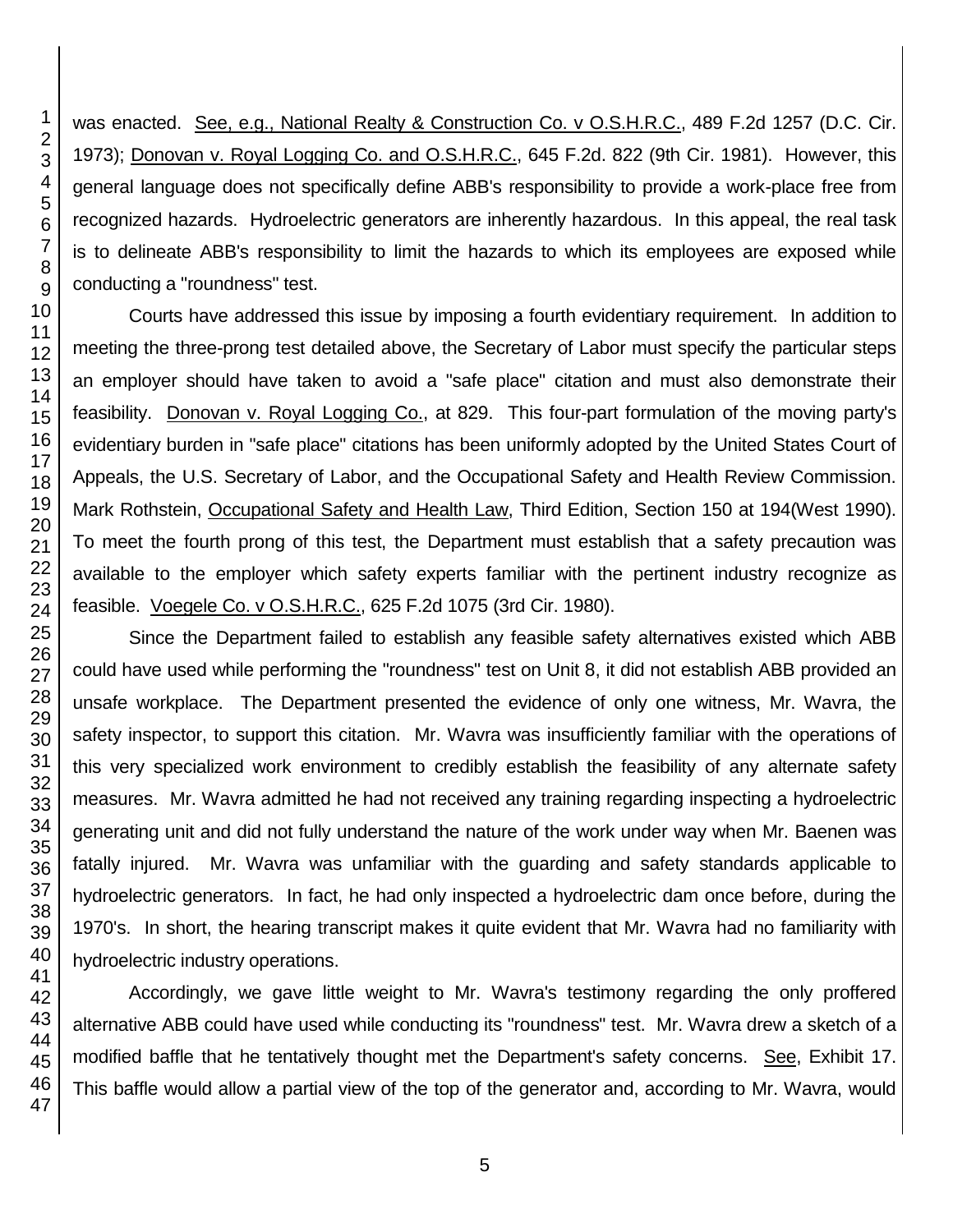was enacted. See, e.g., National Realty & Construction Co. v O.S.H.R.C., 489 F.2d 1257 (D.C. Cir. 1973); Donovan v. Royal Logging Co. and O.S.H.R.C., 645 F.2d. 822 (9th Cir. 1981). However, this general language does not specifically define ABB's responsibility to provide a work-place free from recognized hazards. Hydroelectric generators are inherently hazardous. In this appeal, the real task is to delineate ABB's responsibility to limit the hazards to which its employees are exposed while conducting a "roundness" test.

Courts have addressed this issue by imposing a fourth evidentiary requirement. In addition to meeting the three-prong test detailed above, the Secretary of Labor must specify the particular steps an employer should have taken to avoid a "safe place" citation and must also demonstrate their feasibility. Donovan v. Royal Logging Co., at 829. This four-part formulation of the moving party's evidentiary burden in "safe place" citations has been uniformly adopted by the United States Court of Appeals, the U.S. Secretary of Labor, and the Occupational Safety and Health Review Commission. Mark Rothstein, Occupational Safety and Health Law, Third Edition, Section 150 at 194(West 1990). To meet the fourth prong of this test, the Department must establish that a safety precaution was available to the employer which safety experts familiar with the pertinent industry recognize as feasible. Voegele Co. v O.S.H.R.C., 625 F.2d 1075 (3rd Cir. 1980).

Since the Department failed to establish any feasible safety alternatives existed which ABB could have used while performing the "roundness" test on Unit 8, it did not establish ABB provided an unsafe workplace. The Department presented the evidence of only one witness, Mr. Wavra, the safety inspector, to support this citation. Mr. Wavra was insufficiently familiar with the operations of this very specialized work environment to credibly establish the feasibility of any alternate safety measures. Mr. Wavra admitted he had not received any training regarding inspecting a hydroelectric generating unit and did not fully understand the nature of the work under way when Mr. Baenen was fatally injured. Mr. Wavra was unfamiliar with the guarding and safety standards applicable to hydroelectric generators. In fact, he had only inspected a hydroelectric dam once before, during the 1970's. In short, the hearing transcript makes it quite evident that Mr. Wavra had no familiarity with hydroelectric industry operations.

Accordingly, we gave little weight to Mr. Wavra's testimony regarding the only proffered alternative ABB could have used while conducting its "roundness" test. Mr. Wavra drew a sketch of a modified baffle that he tentatively thought met the Department's safety concerns. See, Exhibit 17. This baffle would allow a partial view of the top of the generator and, according to Mr. Wavra, would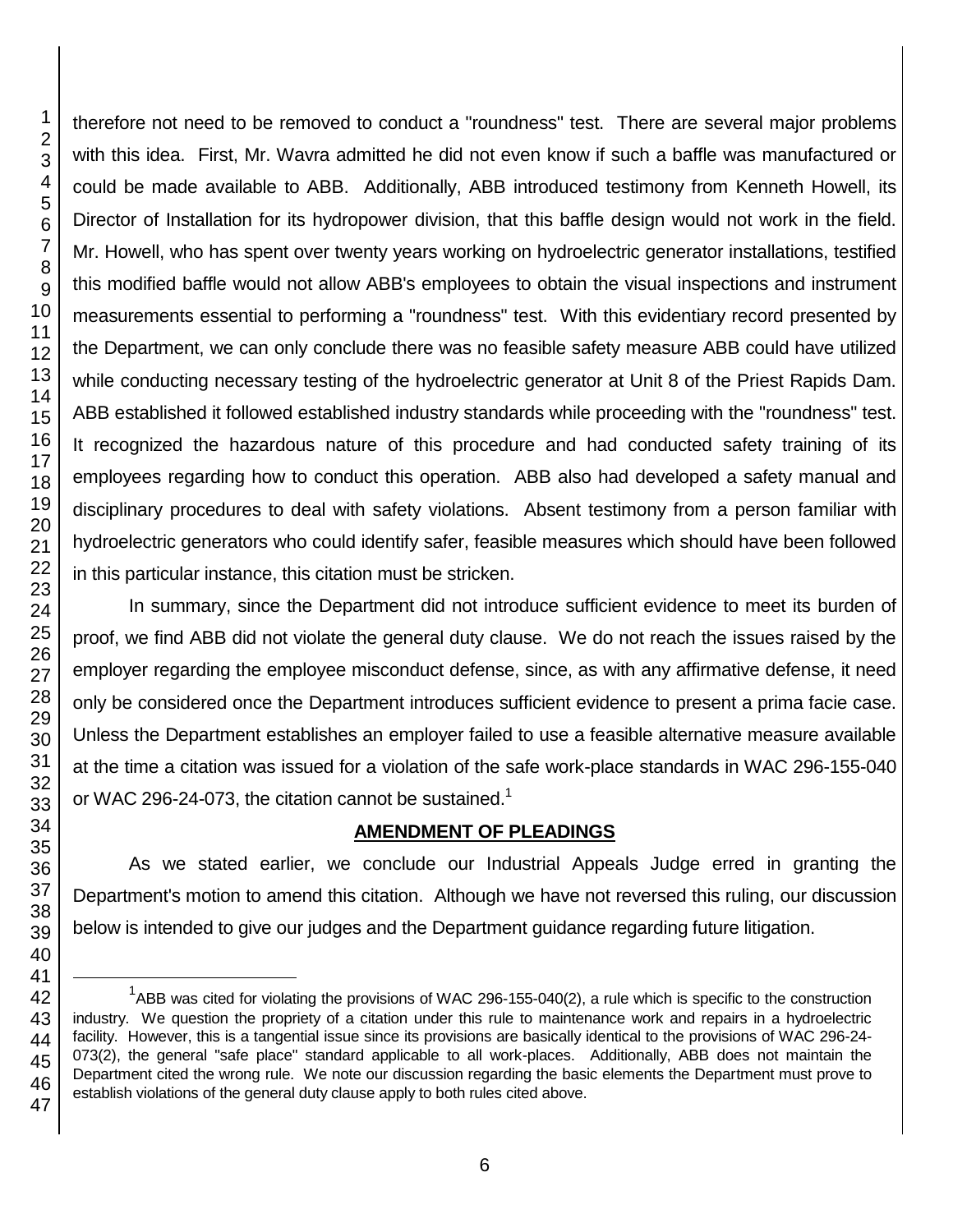therefore not need to be removed to conduct a "roundness" test. There are several major problems with this idea. First, Mr. Wavra admitted he did not even know if such a baffle was manufactured or could be made available to ABB. Additionally, ABB introduced testimony from Kenneth Howell, its Director of Installation for its hydropower division, that this baffle design would not work in the field. Mr. Howell, who has spent over twenty years working on hydroelectric generator installations, testified this modified baffle would not allow ABB's employees to obtain the visual inspections and instrument measurements essential to performing a "roundness" test. With this evidentiary record presented by the Department, we can only conclude there was no feasible safety measure ABB could have utilized while conducting necessary testing of the hydroelectric generator at Unit 8 of the Priest Rapids Dam. ABB established it followed established industry standards while proceeding with the "roundness" test. It recognized the hazardous nature of this procedure and had conducted safety training of its employees regarding how to conduct this operation. ABB also had developed a safety manual and disciplinary procedures to deal with safety violations. Absent testimony from a person familiar with hydroelectric generators who could identify safer, feasible measures which should have been followed in this particular instance, this citation must be stricken.

In summary, since the Department did not introduce sufficient evidence to meet its burden of proof, we find ABB did not violate the general duty clause. We do not reach the issues raised by the employer regarding the employee misconduct defense, since, as with any affirmative defense, it need only be considered once the Department introduces sufficient evidence to present a prima facie case. Unless the Department establishes an employer failed to use a feasible alternative measure available at the time a citation was issued for a violation of the safe work-place standards in WAC 296-155-040 or WAC 296-24-073, the citation cannot be sustained.[1]

## AMENDMENT OF PLEADINGS

As we stated earlier, we conclude our Industrial Appeals Judge erred in granting the Department's motion to amend this citation. Although we have not reversed this ruling, our discussion below is intended to give our judges and the Department guidance regarding future litigation.

---

[1] ABB was cited for violating the provisions of WAC 296-155-040(2), a rule which is specific to the construction industry. We question the propriety of a citation under this rule to maintenance work and repairs in a hydroelectric facility. However, this is a tangential issue since its provisions are basically identical to the provisions of WAC 296-24-073(2), the general "safe place" standard applicable to all work-places. Additionally, ABB does not maintain the Department cited the wrong rule. We note our discussion regarding the basic elements the Department must prove to establish violations of the general duty clause apply to both rules cited above.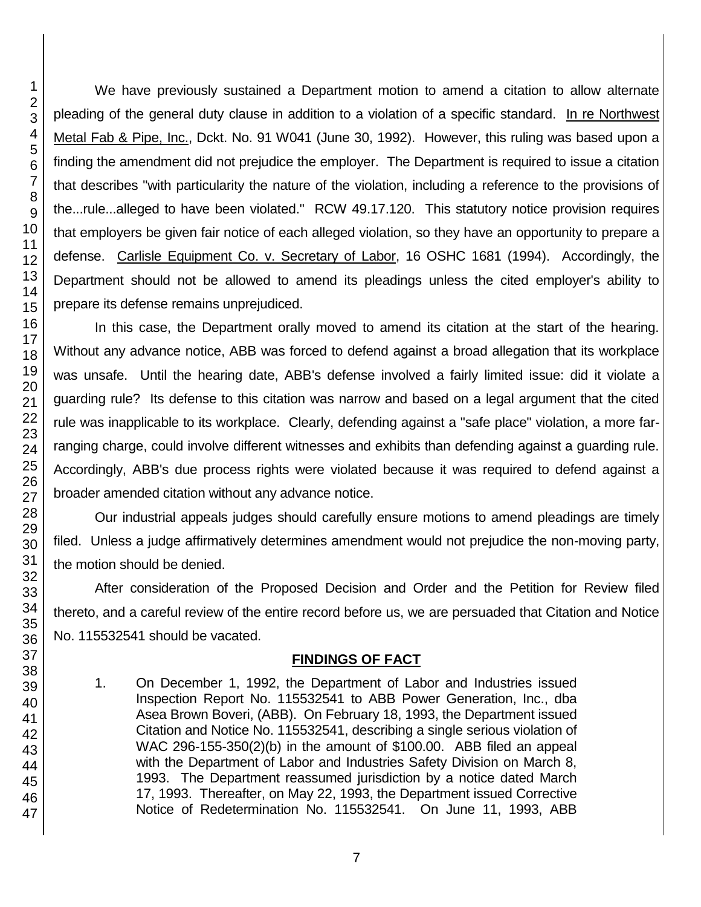We have previously sustained a Department motion to amend a citation to allow alternate pleading of the general duty clause in addition to a violation of a specific standard. In re Northwest Metal Fab & Pipe, Inc., Dckt. No. 91 W041 (June 30, 1992). However, this ruling was based upon a finding the amendment did not prejudice the employer. The Department is required to issue a citation that describes "with particularity the nature of the violation, including a reference to the provisions of the...rule...alleged to have been violated." RCW 49.17.120. This statutory notice provision requires that employers be given fair notice of each alleged violation, so they have an opportunity to prepare a defense. Carlisle Equipment Co. v. Secretary of Labor, 16 OSHC 1681 (1994). Accordingly, the Department should not be allowed to amend its pleadings unless the cited employer's ability to prepare its defense remains unprejudiced.

In this case, the Department orally moved to amend its citation at the start of the hearing. Without any advance notice, ABB was forced to defend against a broad allegation that its workplace was unsafe. Until the hearing date, ABB's defense involved a fairly limited issue: did it violate a guarding rule? Its defense to this citation was narrow and based on a legal argument that the cited rule was inapplicable to its workplace. Clearly, defending against a "safe place" violation, a more far-ranging charge, could involve different witnesses and exhibits than defending against a guarding rule. Accordingly, ABB's due process rights were violated because it was required to defend against a broader amended citation without any advance notice.

Our industrial appeals judges should carefully ensure motions to amend pleadings are timely filed. Unless a judge affirmatively determines amendment would not prejudice the non-moving party, the motion should be denied.

After consideration of the Proposed Decision and Order and the Petition for Review filed thereto, and a careful review of the entire record before us, we are persuaded that Citation and Notice No. 115532541 should be vacated.

## FINDINGS OF FACT

1. On December 1, 1992, the Department of Labor and Industries issued Inspection Report No. 115532541 to ABB Power Generation, Inc., dba Asea Brown Boveri, (ABB). On February 18, 1993, the Department issued Citation and Notice No. 115532541, describing a single serious violation of WAC 296-155-350(2)(b) in the amount of $100.00. ABB filed an appeal with the Department of Labor and Industries Safety Division on March 8, 1993. The Department reassumed jurisdiction by a notice dated March 17, 1993. Thereafter, on May 22, 1993, the Department issued Corrective Notice of Redetermination No. 115532541. On June 11, 1993, ABB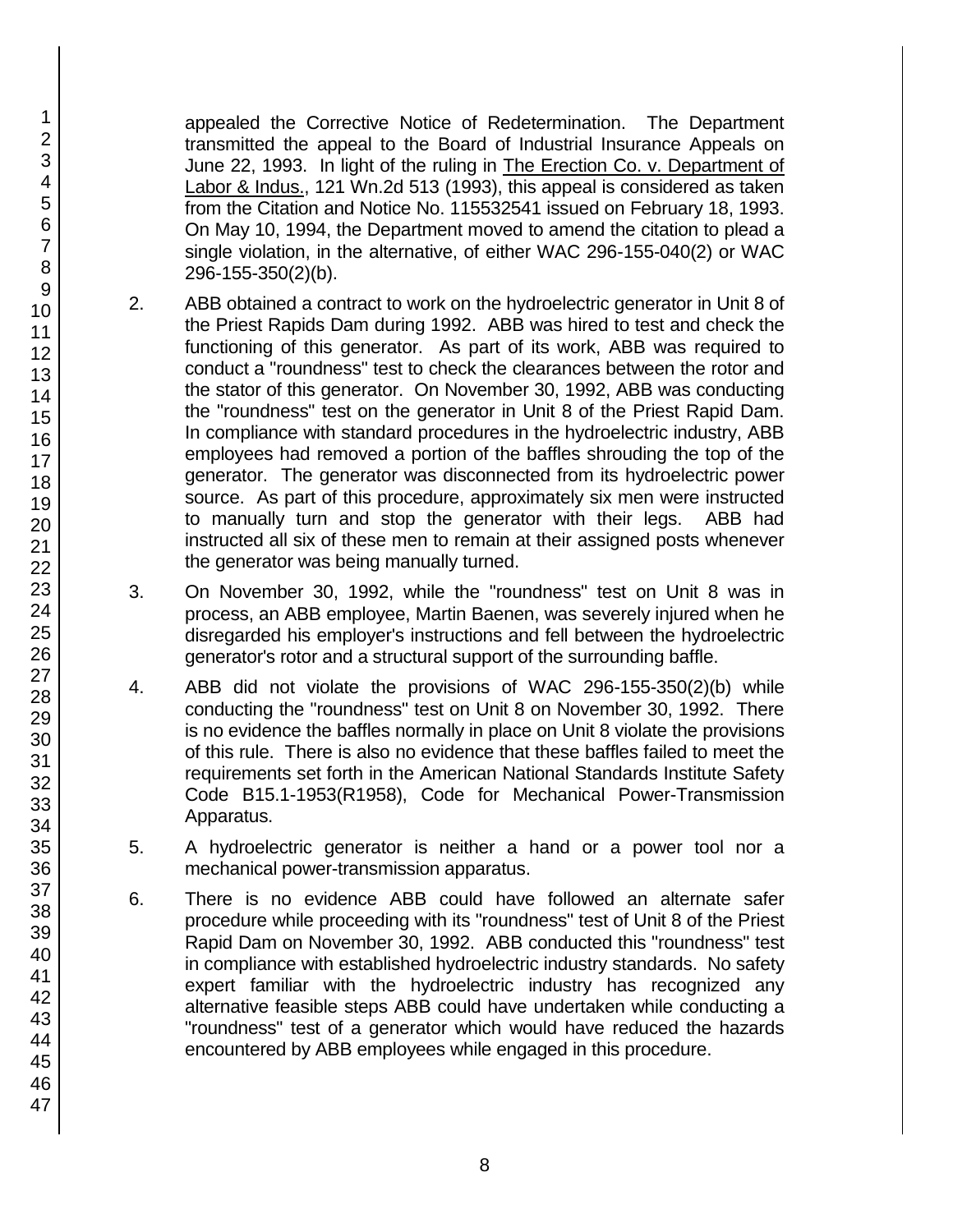appealed the Corrective Notice of Redetermination. The Department transmitted the appeal to the Board of Industrial Insurance Appeals on June 22, 1993. In light of the ruling in The Erection Co. v. Department of Labor & Indus., 121 Wn.2d 513 (1993), this appeal is considered as taken from the Citation and Notice No. 115532541 issued on February 18, 1993. On May 10, 1994, the Department moved to amend the citation to plead a single violation, in the alternative, of either WAC 296-155-040(2) or WAC 296-155-350(2)(b).

2. ABB obtained a contract to work on the hydroelectric generator in Unit 8 of the Priest Rapids Dam during 1992. ABB was hired to test and check the functioning of this generator. As part of its work, ABB was required to conduct a "roundness" test to check the clearances between the rotor and the stator of this generator. On November 30, 1992, ABB was conducting the "roundness" test on the generator in Unit 8 of the Priest Rapid Dam. In compliance with standard procedures in the hydroelectric industry, ABB employees had removed a portion of the baffles shrouding the top of the generator. The generator was disconnected from its hydroelectric power source. As part of this procedure, approximately six men were instructed to manually turn and stop the generator with their legs. ABB had instructed all six of these men to remain at their assigned posts whenever the generator was being manually turned.

3. On November 30, 1992, while the "roundness" test on Unit 8 was in process, an ABB employee, Martin Baenen, was severely injured when he disregarded his employer's instructions and fell between the hydroelectric generator's rotor and a structural support of the surrounding baffle.

4. ABB did not violate the provisions of WAC 296-155-350(2)(b) while conducting the "roundness" test on Unit 8 on November 30, 1992. There is no evidence the baffles normally in place on Unit 8 violate the provisions of this rule. There is also no evidence that these baffles failed to meet the requirements set forth in the American National Standards Institute Safety Code B15.1-1953(R1958), Code for Mechanical Power-Transmission Apparatus.

5. A hydroelectric generator is neither a hand or a power tool nor a mechanical power-transmission apparatus.

6. There is no evidence ABB could have followed an alternate safer procedure while proceeding with its "roundness" test of Unit 8 of the Priest Rapid Dam on November 30, 1992. ABB conducted this "roundness" test in compliance with established hydroelectric industry standards. No safety expert familiar with the hydroelectric industry has recognized any alternative feasible steps ABB could have undertaken while conducting a "roundness" test of a generator which would have reduced the hazards encountered by ABB employees while engaged in this procedure.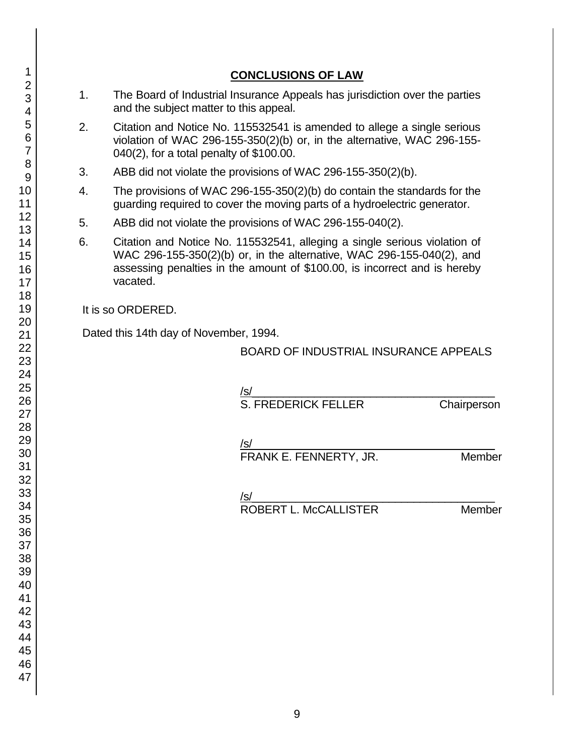## CONCLUSIONS OF LAW

1. The Board of Industrial Insurance Appeals has jurisdiction over the parties and the subject matter to this appeal.

2. Citation and Notice No. 115532541 is amended to allege a single serious violation of WAC 296-155-350(2)(b) or, in the alternative, WAC 296-155-040(2), for a total penalty of $100.00.

3. ABB did not violate the provisions of WAC 296-155-350(2)(b).

4. The provisions of WAC 296-155-350(2)(b) do contain the standards for the guarding required to cover the moving parts of a hydroelectric generator.

5. ABB did not violate the provisions of WAC 296-155-040(2).

6. Citation and Notice No. 115532541, alleging a single serious violation of WAC 296-155-350(2)(b) or, in the alternative, WAC 296-155-040(2), and assessing penalties in the amount of $100.00, is incorrect and is hereby vacated.

It is so ORDERED.

Dated this 14th day of November, 1994.

BOARD OF INDUSTRIAL INSURANCE APPEALS

/s/
S. FREDERICK FELLER Chairperson

/s/
FRANK E. FENNERTY, JR. Member

/s/
ROBERT L. McCALLISTER Member